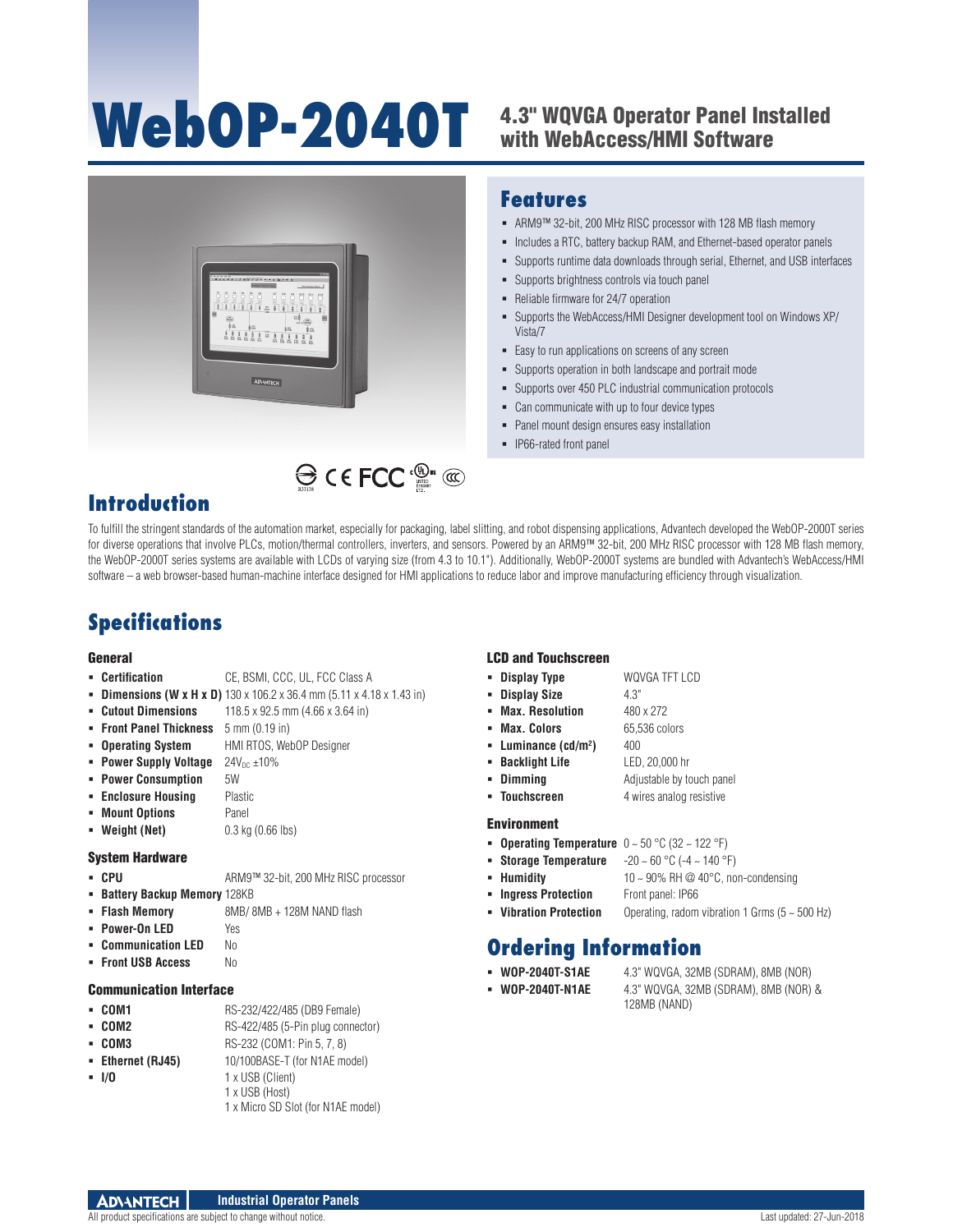# WebOP-2040T

## 4.3" WQVGA Operator Panel Installed with WebAccess/HMI Software

## Features

- ARM9™ 32-bit, 200 MHz RISC processor with 128 MB flash memory
- Includes a RTC, battery backup RAM, and Ethernet-based operator panels
- Supports runtime data downloads through serial, Ethernet, and USB interfaces
- Supports brightness controls via touch panel
- Reliable firmware for 24/7 operation
- Supports the WebAccess/HMI Designer development tool on Windows XP/ Vista/7
- Easy to run applications on screens of any screen
- Supports operation in both landscape and portrait mode
- Supports over 450 PLC industrial communication protocols
- Can communicate with up to four device types
- Panel mount design ensures easy installation
- IP66-rated front panel

## Introduction

To fulfill the stringent standards of the automation market, especially for packaging, label slitting, and robot dispensing applications, Advantech developed the WebOP-2000T series for diverse operations that involve PLCs, motion/thermal controllers, inverters, and sensors. Powered by an ARM9™ 32-bit, 200 MHz RISC processor with 128 MB flash memory, the WebOP-2000T series systems are available with LCDs of varying size (from 4.3 to 10.1"). Additionally, WebOP-2000T systems are bundled with Advantech's WebAccess/HMI software – a web browser-based human-machine interface designed for HMI applications to reduce labor and improve manufacturing efficiency through visualization.

## Specifications

### General

- **Certification** CE, BSMI, CCC, UL, FCC Class A
- **Dimensions (W x H x D)** 130 x 106.2 x 36.4 mm (5.11 x 4.18 x 1.43 in)
- **Cutout Dimensions** 118.5 x 92.5 mm (4.66 x 3.64 in)
- **Front Panel Thickness** 5 mm (0.19 in)
- **Operating System** HMI RTOS, WebOP Designer
- **Power Supply Voltage** $24V_{DC}$ ±10%
- **Power Consumption** 5W
- **Enclosure Housing** Plastic
- **Mount Options** Panel
- **Weight (Net)** 0.3 kg (0.66 lbs)

### System Hardware

- **CPU** ARM9™ 32-bit, 200 MHz RISC processor
- **Battery Backup Memory** 128KB
- **Flash Memory** 8MB/ 8MB + 128M NAND flash
- **Power-On LED** Yes
- **Communication LED** No
- **Front USB Access** No

### Communication Interface

- **COM1** RS-232/422/485 (DB9 Female)
- **COM2** RS-422/485 (5-Pin plug connector)
- **COM3** RS-232 (COM1: Pin 5, 7, 8)
- **Ethernet (RJ45)** 10/100BASE-T (for N1AE model)
- **I/O** 1 x USB (Client)
  1 x USB (Host)
  1 x Micro SD Slot (for N1AE model)

### LCD and Touchscreen

- **Display Type** WQVGA TFT LCD
- **Display Size** 4.3"
- **Max. Resolution** 480 x 272
- **Max. Colors** 65,536 colors
- **Luminance (cd/m²)** 400
- **Backlight Life** LED, 20,000 hr
- **Dimming** Adjustable by touch panel
- **Touchscreen** 4 wires analog resistive

### Environment

- **Operating Temperature** 0 ~ 50 °C (32 ~ 122 °F)
- **Storage Temperature** -20 ~ 60 °C (-4 ~ 140 °F)
- **Humidity** 10 ~ 90% RH @ 40°C, non-condensing
- **Ingress Protection** Front panel: IP66
- **Vibration Protection** Operating, radom vibration 1 Grms (5 ~ 500 Hz)

## Ordering Information

- **WOP-2040T-S1AE** 4.3" WQVGA, 32MB (SDRAM), 8MB (NOR)
- **WOP-2040T-N1AE** 4.3" WQVGA, 32MB (SDRAM), 8MB (NOR) & 128MB (NAND)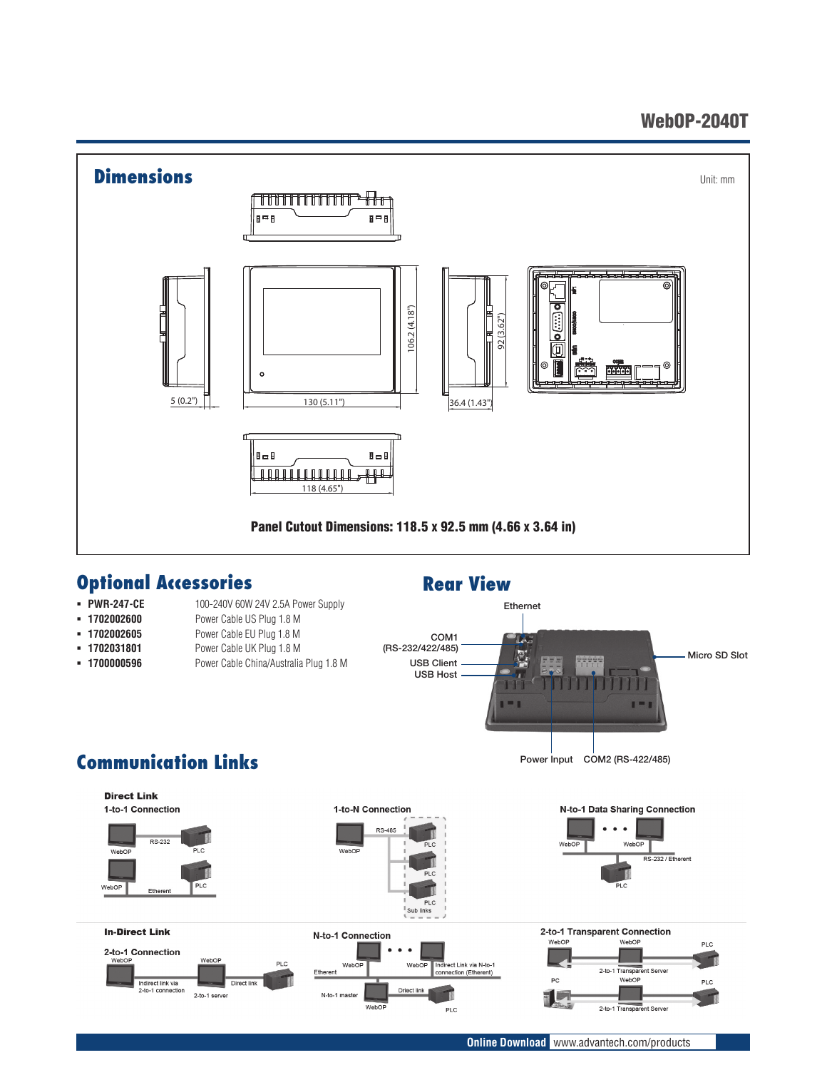## Dimensions

Unit: mm

5 (0.2")

130 (5.11")

106.2 (4.18")

92 (3.62")

36.4 (1.43")

118 (4.65")

**Panel Cutout Dimensions: 118.5 x 92.5 mm (4.66 x 3.64 in)**

## Optional Accessories

- **PWR-247-CE** 100-240V 60W 24V 2.5A Power Supply
- **1702002600** Power Cable US Plug 1.8 M
- **1702002605** Power Cable EU Plug 1.8 M
- **1702031801** Power Cable UK Plug 1.8 M
- **1700000596** Power Cable China/Australia Plug 1.8 M

## Rear View

Ethernet

COM1 (RS-232/422/485)

USB Client

USB Host

Micro SD Slot

Power Input

COM2 (RS-422/485)

## Communication Links

**Direct Link**

1-to-1 Connection

WebOP RS-232 PLC

WebOP Etherent PLC

1-to-N Connection

WebOP RS-485 PLC PLC PLC Sub links

N-to-1 Data Sharing Connection

WebOP WebOP RS-232 / Etherent PLC

**In-Direct Link**

2-to-1 Connection

WebOP Indirect link via 2-to-1 connection WebOP 2-to-1 server Direct link PLC

N-to-1 Connection

Etherent WebOP WebOP Indirect Link via N-to-1 connection (Etherent) N-to-1 master WebOP Direct link PLC

2-to-1 Transparent Connection

WebOP WebOP PLC 2-to-1 Transparent Server

PC WebOP PLC 2-to-1 Transparent Server

**Online Download** www.advantech.com/products